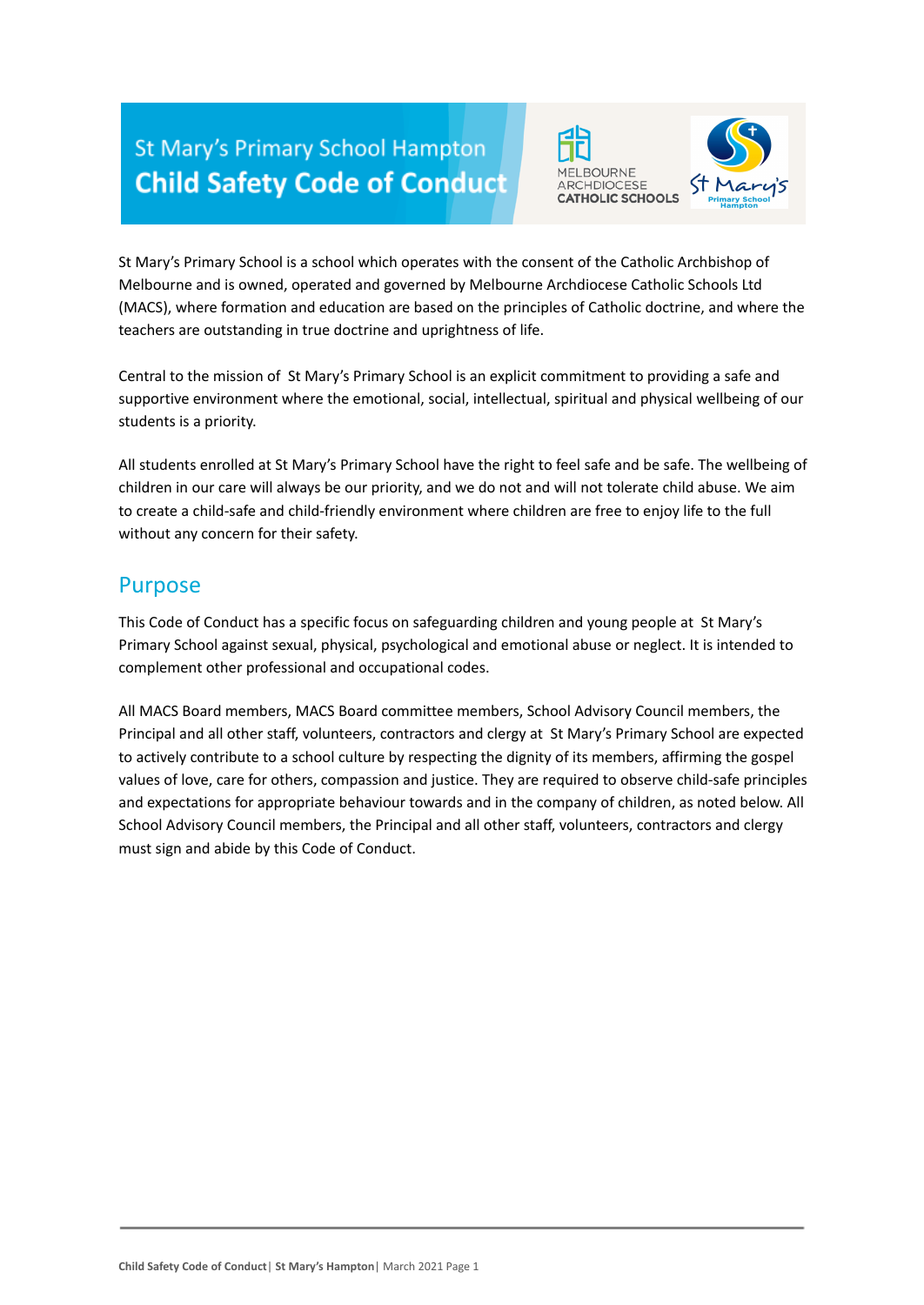# St Mary's Primary School Hampton
# Child Safety Code of Conduct

St Mary's Primary School is a school which operates with the consent of the Catholic Archbishop of Melbourne and is owned, operated and governed by Melbourne Archdiocese Catholic Schools Ltd (MACS), where formation and education are based on the principles of Catholic doctrine, and where the teachers are outstanding in true doctrine and uprightness of life.

Central to the mission of St Mary's Primary School is an explicit commitment to providing a safe and supportive environment where the emotional, social, intellectual, spiritual and physical wellbeing of our students is a priority.

All students enrolled at St Mary's Primary School have the right to feel safe and be safe. The wellbeing of children in our care will always be our priority, and we do not and will not tolerate child abuse. We aim to create a child-safe and child-friendly environment where children are free to enjoy life to the full without any concern for their safety.

## Purpose

This Code of Conduct has a specific focus on safeguarding children and young people at St Mary's Primary School against sexual, physical, psychological and emotional abuse or neglect. It is intended to complement other professional and occupational codes.

All MACS Board members, MACS Board committee members, School Advisory Council members, the Principal and all other staff, volunteers, contractors and clergy at St Mary's Primary School are expected to actively contribute to a school culture by respecting the dignity of its members, affirming the gospel values of love, care for others, compassion and justice. They are required to observe child-safe principles and expectations for appropriate behaviour towards and in the company of children, as noted below. All School Advisory Council members, the Principal and all other staff, volunteers, contractors and clergy must sign and abide by this Code of Conduct.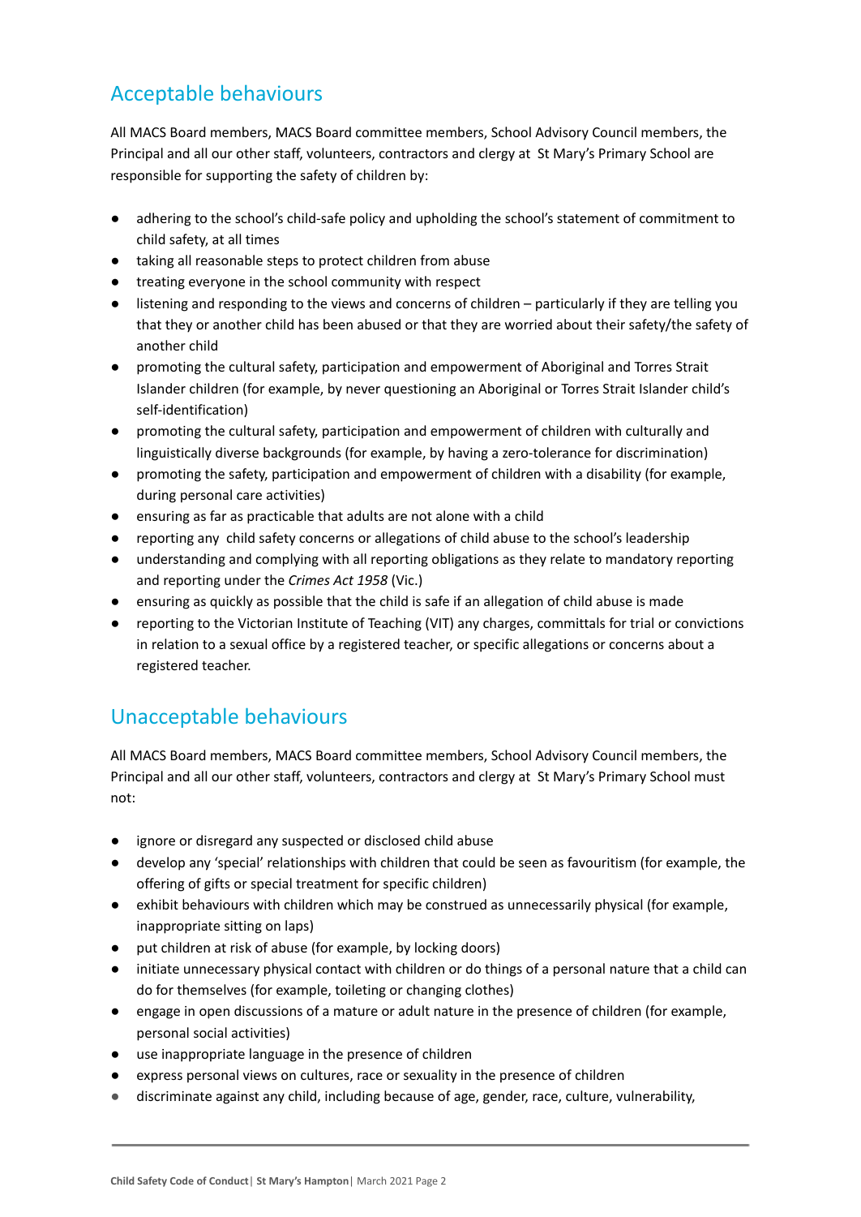## Acceptable behaviours

All MACS Board members, MACS Board committee members, School Advisory Council members, the Principal and all our other staff, volunteers, contractors and clergy at St Mary's Primary School are responsible for supporting the safety of children by:

- adhering to the school's child-safe policy and upholding the school's statement of commitment to child safety, at all times
- taking all reasonable steps to protect children from abuse
- treating everyone in the school community with respect
- listening and responding to the views and concerns of children – particularly if they are telling you that they or another child has been abused or that they are worried about their safety/the safety of another child
- promoting the cultural safety, participation and empowerment of Aboriginal and Torres Strait Islander children (for example, by never questioning an Aboriginal or Torres Strait Islander child's self-identification)
- promoting the cultural safety, participation and empowerment of children with culturally and linguistically diverse backgrounds (for example, by having a zero-tolerance for discrimination)
- promoting the safety, participation and empowerment of children with a disability (for example, during personal care activities)
- ensuring as far as practicable that adults are not alone with a child
- reporting any child safety concerns or allegations of child abuse to the school's leadership
- understanding and complying with all reporting obligations as they relate to mandatory reporting and reporting under the *Crimes Act 1958* (Vic.)
- ensuring as quickly as possible that the child is safe if an allegation of child abuse is made
- reporting to the Victorian Institute of Teaching (VIT) any charges, committals for trial or convictions in relation to a sexual office by a registered teacher, or specific allegations or concerns about a registered teacher.

## Unacceptable behaviours

All MACS Board members, MACS Board committee members, School Advisory Council members, the Principal and all our other staff, volunteers, contractors and clergy at St Mary's Primary School must not:

- ignore or disregard any suspected or disclosed child abuse
- develop any 'special' relationships with children that could be seen as favouritism (for example, the offering of gifts or special treatment for specific children)
- exhibit behaviours with children which may be construed as unnecessarily physical (for example, inappropriate sitting on laps)
- put children at risk of abuse (for example, by locking doors)
- initiate unnecessary physical contact with children or do things of a personal nature that a child can do for themselves (for example, toileting or changing clothes)
- engage in open discussions of a mature or adult nature in the presence of children (for example, personal social activities)
- use inappropriate language in the presence of children
- express personal views on cultures, race or sexuality in the presence of children
- discriminate against any child, including because of age, gender, race, culture, vulnerability,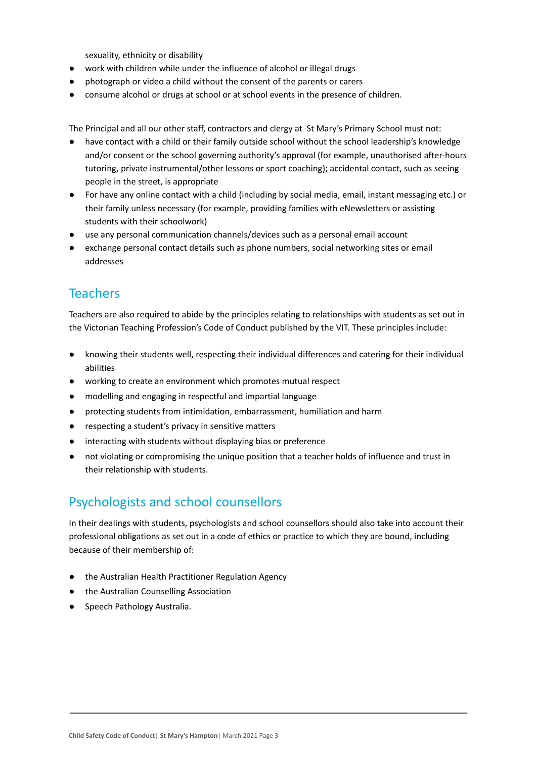sexuality, ethnicity or disability

- work with children while under the influence of alcohol or illegal drugs
- photograph or video a child without the consent of the parents or carers
- consume alcohol or drugs at school or at school events in the presence of children.

The Principal and all our other staff, contractors and clergy at St Mary's Primary School must not:

- have contact with a child or their family outside school without the school leadership's knowledge and/or consent or the school governing authority's approval (for example, unauthorised after-hours tutoring, private instrumental/other lessons or sport coaching); accidental contact, such as seeing people in the street, is appropriate
- For have any online contact with a child (including by social media, email, instant messaging etc.) or their family unless necessary (for example, providing families with eNewsletters or assisting students with their schoolwork)
- use any personal communication channels/devices such as a personal email account
- exchange personal contact details such as phone numbers, social networking sites or email addresses

## Teachers

Teachers are also required to abide by the principles relating to relationships with students as set out in the Victorian Teaching Profession's Code of Conduct published by the VIT. These principles include:

- knowing their students well, respecting their individual differences and catering for their individual abilities
- working to create an environment which promotes mutual respect
- modelling and engaging in respectful and impartial language
- protecting students from intimidation, embarrassment, humiliation and harm
- respecting a student's privacy in sensitive matters
- interacting with students without displaying bias or preference
- not violating or compromising the unique position that a teacher holds of influence and trust in their relationship with students.

## Psychologists and school counsellors

In their dealings with students, psychologists and school counsellors should also take into account their professional obligations as set out in a code of ethics or practice to which they are bound, including because of their membership of:

- the Australian Health Practitioner Regulation Agency
- the Australian Counselling Association
- Speech Pathology Australia.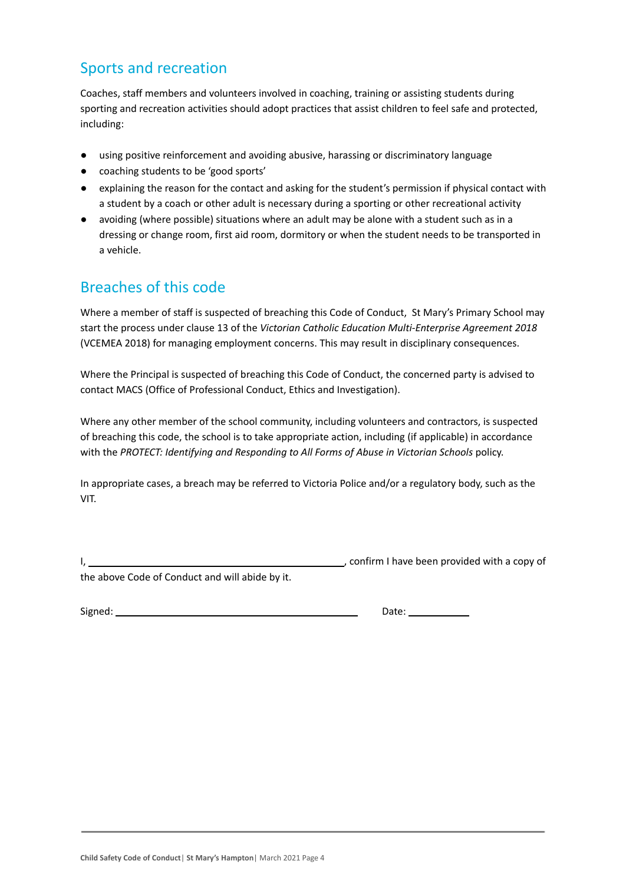## Sports and recreation

Coaches, staff members and volunteers involved in coaching, training or assisting students during sporting and recreation activities should adopt practices that assist children to feel safe and protected, including:

- using positive reinforcement and avoiding abusive, harassing or discriminatory language
- coaching students to be 'good sports'
- explaining the reason for the contact and asking for the student's permission if physical contact with a student by a coach or other adult is necessary during a sporting or other recreational activity
- avoiding (where possible) situations where an adult may be alone with a student such as in a dressing or change room, first aid room, dormitory or when the student needs to be transported in a vehicle.

## Breaches of this code

Where a member of staff is suspected of breaching this Code of Conduct, St Mary's Primary School may start the process under clause 13 of the *Victorian Catholic Education Multi-Enterprise Agreement 2018* (VCEMEA 2018) for managing employment concerns. This may result in disciplinary consequences.

Where the Principal is suspected of breaching this Code of Conduct, the concerned party is advised to contact MACS (Office of Professional Conduct, Ethics and Investigation).

Where any other member of the school community, including volunteers and contractors, is suspected of breaching this code, the school is to take appropriate action, including (if applicable) in accordance with the *PROTECT: Identifying and Responding to All Forms of Abuse in Victorian Schools* policy.

In appropriate cases, a breach may be referred to Victoria Police and/or a regulatory body, such as the VIT.

I, ______________________________________________, confirm I have been provided with a copy of the above Code of Conduct and will abide by it.

Signed: ______________________________________________ Date: ____________